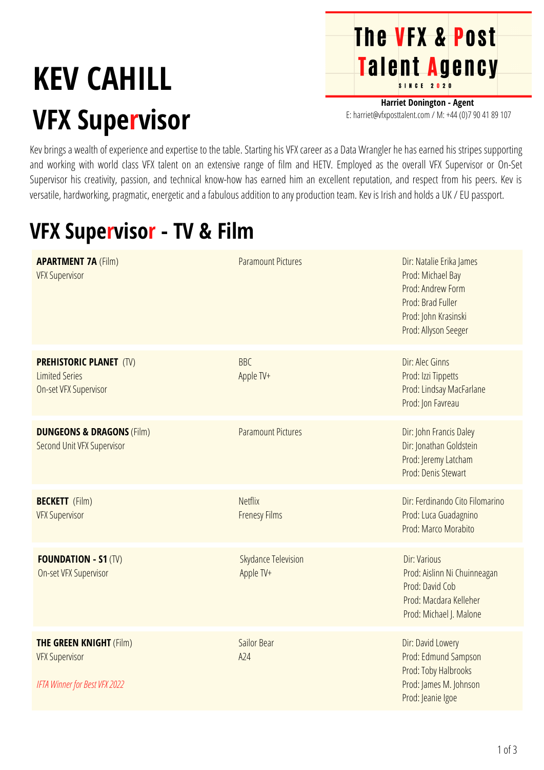# KEV CAHILL

# VFX Supervisor

**The VFX & Post Talent Agency**
SINCE 2020

**Harriet Donington - Agent**
E: harriet@vfxposttalent.com / M: +44 (0)7 90 41 89 107

Kev brings a wealth of experience and expertise to the table. Starting his VFX career as a Data Wrangler he has earned his stripes supporting and working with world class VFX talent on an extensive range of film and HETV. Employed as the overall VFX Supervisor or On-Set Supervisor his creativity, passion, and technical know-how has earned him an excellent reputation, and respect from his peers. Kev is versatile, hardworking, pragmatic, energetic and a fabulous addition to any production team. Kev is Irish and holds a UK / EU passport.

## VFX Supervisor - TV & Film

| | | |
|---|---|---|
| **APARTMENT 7A** (Film)<br>VFX Supervisor | Paramount Pictures | Dir: Natalie Erika James<br>Prod: Michael Bay<br>Prod: Andrew Form<br>Prod: Brad Fuller<br>Prod: John Krasinski<br>Prod: Allyson Seeger |
| **PREHISTORIC PLANET** (TV)<br>Limited Series<br>On-set VFX Supervisor | BBC<br>Apple TV+ | Dir: Alec Ginns<br>Prod: Izzi Tippetts<br>Prod: Lindsay MacFarlane<br>Prod: Jon Favreau |
| **DUNGEONS & DRAGONS** (Film)<br>Second Unit VFX Supervisor | Paramount Pictures | Dir: John Francis Daley<br>Dir: Jonathan Goldstein<br>Prod: Jeremy Latcham<br>Prod: Denis Stewart |
| **BECKETT** (Film)<br>VFX Supervisor | Netflix<br>Frenesy Films | Dir: Ferdinando Cito Filomarino<br>Prod: Luca Guadagnino<br>Prod: Marco Morabito |
| **FOUNDATION - S1** (TV)<br>On-set VFX Supervisor | Skydance Television<br>Apple TV+ | Dir: Various<br>Prod: Aislinn Ni Chuinneagan<br>Prod: David Cob<br>Prod: Macdara Kelleher<br>Prod: Michael J. Malone |
| **THE GREEN KNIGHT** (Film)<br>VFX Supervisor<br>*IFTA Winner for Best VFX 2022* | Sailor Bear<br>A24 | Dir: David Lowery<br>Prod: Edmund Sampson<br>Prod: Toby Halbrooks<br>Prod: James M. Johnson<br>Prod: Jeanie Igoe |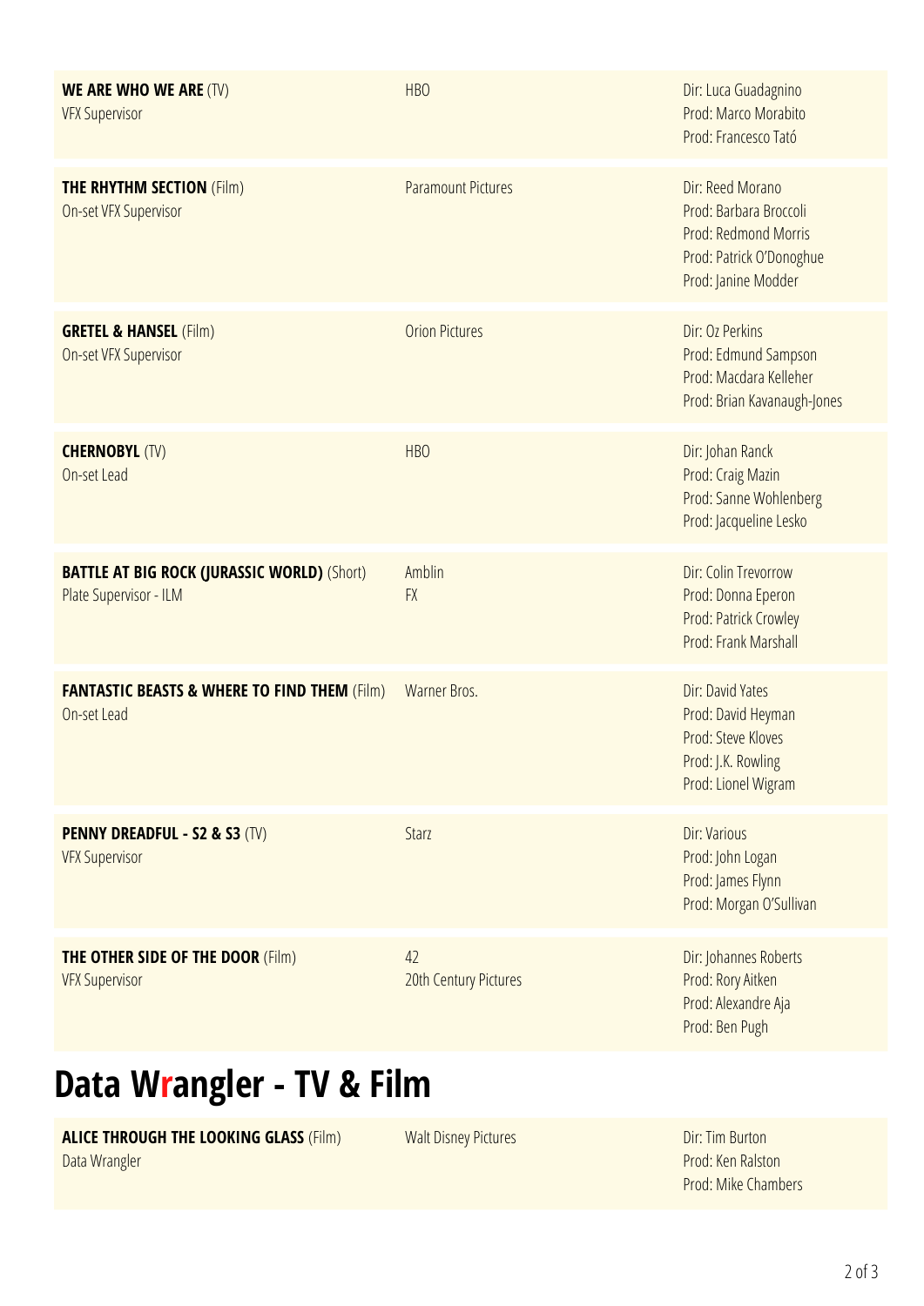| | | |
|---|---|---|
| **WE ARE WHO WE ARE** (TV)<br>VFX Supervisor | HBO | Dir: Luca Guadagnino<br>Prod: Marco Morabito<br>Prod: Francesco Tató |
| **THE RHYTHM SECTION** (Film)<br>On-set VFX Supervisor | Paramount Pictures | Dir: Reed Morano<br>Prod: Barbara Broccoli<br>Prod: Redmond Morris<br>Prod: Patrick O'Donoghue<br>Prod: Janine Modder |
| **GRETEL & HANSEL** (Film)<br>On-set VFX Supervisor | Orion Pictures | Dir: Oz Perkins<br>Prod: Edmund Sampson<br>Prod: Macdara Kelleher<br>Prod: Brian Kavanaugh-Jones |
| **CHERNOBYL** (TV)<br>On-set Lead | HBO | Dir: Johan Ranck<br>Prod: Craig Mazin<br>Prod: Sanne Wohlenberg<br>Prod: Jacqueline Lesko |
| **BATTLE AT BIG ROCK (JURASSIC WORLD)** (Short)<br>Plate Supervisor - ILM | Amblin<br>FX | Dir: Colin Trevorrow<br>Prod: Donna Eperon<br>Prod: Patrick Crowley<br>Prod: Frank Marshall |
| **FANTASTIC BEASTS & WHERE TO FIND THEM** (Film)<br>On-set Lead | Warner Bros. | Dir: David Yates<br>Prod: David Heyman<br>Prod: Steve Kloves<br>Prod: J.K. Rowling<br>Prod: Lionel Wigram |
| **PENNY DREADFUL - S2 & S3** (TV)<br>VFX Supervisor | Starz | Dir: Various<br>Prod: John Logan<br>Prod: James Flynn<br>Prod: Morgan O'Sullivan |
| **THE OTHER SIDE OF THE DOOR** (Film)<br>VFX Supervisor | 42<br>20th Century Pictures | Dir: Johannes Roberts<br>Prod: Rory Aitken<br>Prod: Alexandre Aja<br>Prod: Ben Pugh |

# Data Wrangler - TV & Film

| | | |
|---|---|---|
| **ALICE THROUGH THE LOOKING GLASS** (Film)<br>Data Wrangler | Walt Disney Pictures | Dir: Tim Burton<br>Prod: Ken Ralston<br>Prod: Mike Chambers |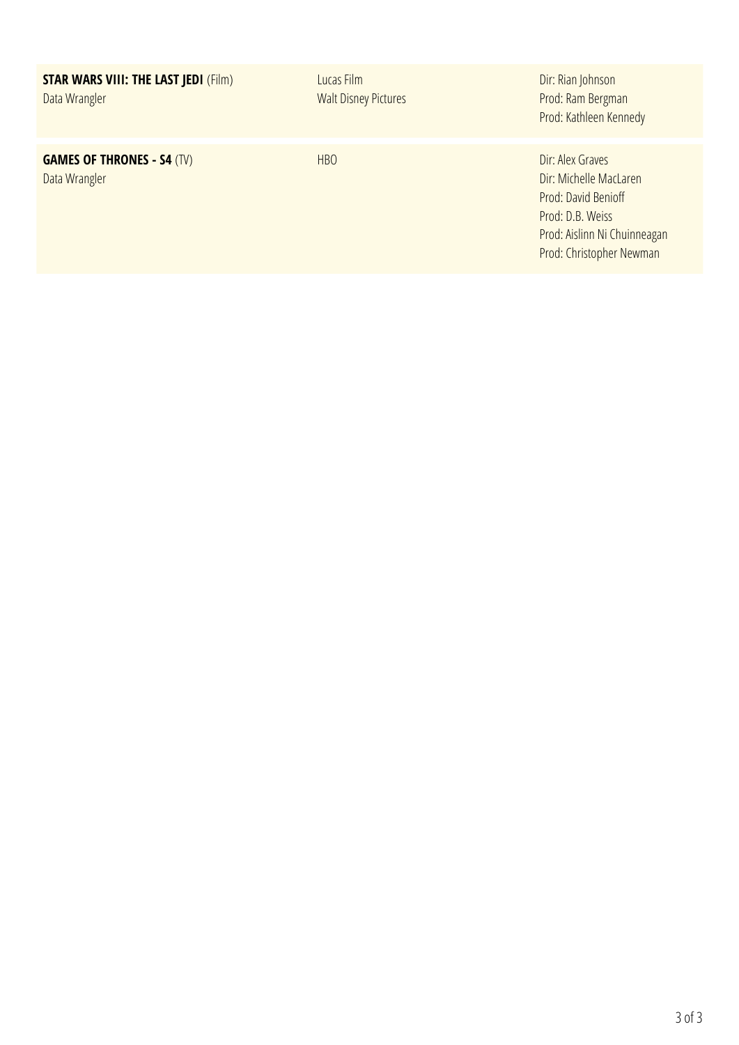| | | |
|---|---|---|
| **STAR WARS VIII: THE LAST JEDI** (Film)<br>Data Wrangler | Lucas Film<br>Walt Disney Pictures | Dir: Rian Johnson<br>Prod: Ram Bergman<br>Prod: Kathleen Kennedy |
| **GAMES OF THRONES - S4** (TV)<br>Data Wrangler | HBO | Dir: Alex Graves<br>Dir: Michelle MacLaren<br>Prod: David Benioff<br>Prod: D.B. Weiss<br>Prod: Aislinn Ni Chuinneagan<br>Prod: Christopher Newman |